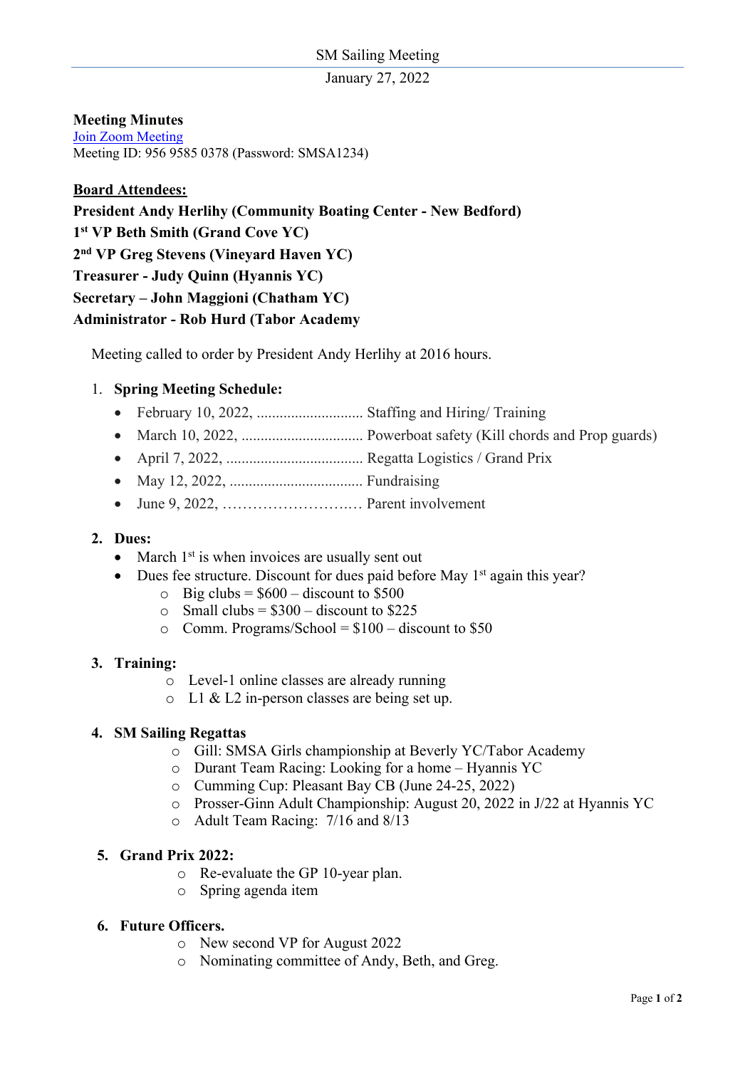SM Sailing Meeting

January 27, 2022

**Meeting Minutes**

[Join Zoom Meeting]

Meeting ID: 956 9585 0378 (Password: SMSA1234)

**Board Attendees:**

**President Andy Herlihy (Community Boating Center - New Bedford)**

**1st VP Beth Smith (Grand Cove YC)**

**2nd VP Greg Stevens (Vineyard Haven YC)**

**Treasurer - Judy Quinn (Hyannis YC)**

**Secretary – John Maggioni (Chatham YC)**

**Administrator - Rob Hurd (Tabor Academy**

Meeting called to order by President Andy Herlihy at 2016 hours.

1. **Spring Meeting Schedule:**
   - February 10, 2022, ............................ Staffing and Hiring/ Training
   - March 10, 2022, ................................ Powerboat safety (Kill chords and Prop guards)
   - April 7, 2022, .................................... Regatta Logistics / Grand Prix
   - May 12, 2022, ................................... Fundraising
   - June 9, 2022, ………………………. Parent involvement

2. **Dues:**
   - March 1st is when invoices are usually sent out
   - Dues fee structure. Discount for dues paid before May 1st again this year?
     - Big clubs = $600 – discount to $500
     - Small clubs = $300 – discount to $225
     - Comm. Programs/School = $100 – discount to $50

3. **Training:**
   - Level-1 online classes are already running
   - L1 & L2 in-person classes are being set up.

4. **SM Sailing Regattas**
   - Gill: SMSA Girls championship at Beverly YC/Tabor Academy
   - Durant Team Racing: Looking for a home – Hyannis YC
   - Cumming Cup: Pleasant Bay CB (June 24-25, 2022)
   - Prosser-Ginn Adult Championship: August 20, 2022 in J/22 at Hyannis YC
   - Adult Team Racing: 7/16 and 8/13

5. **Grand Prix 2022:**
   - Re-evaluate the GP 10-year plan.
   - Spring agenda item

6. **Future Officers.**
   - New second VP for August 2022
   - Nominating committee of Andy, Beth, and Greg.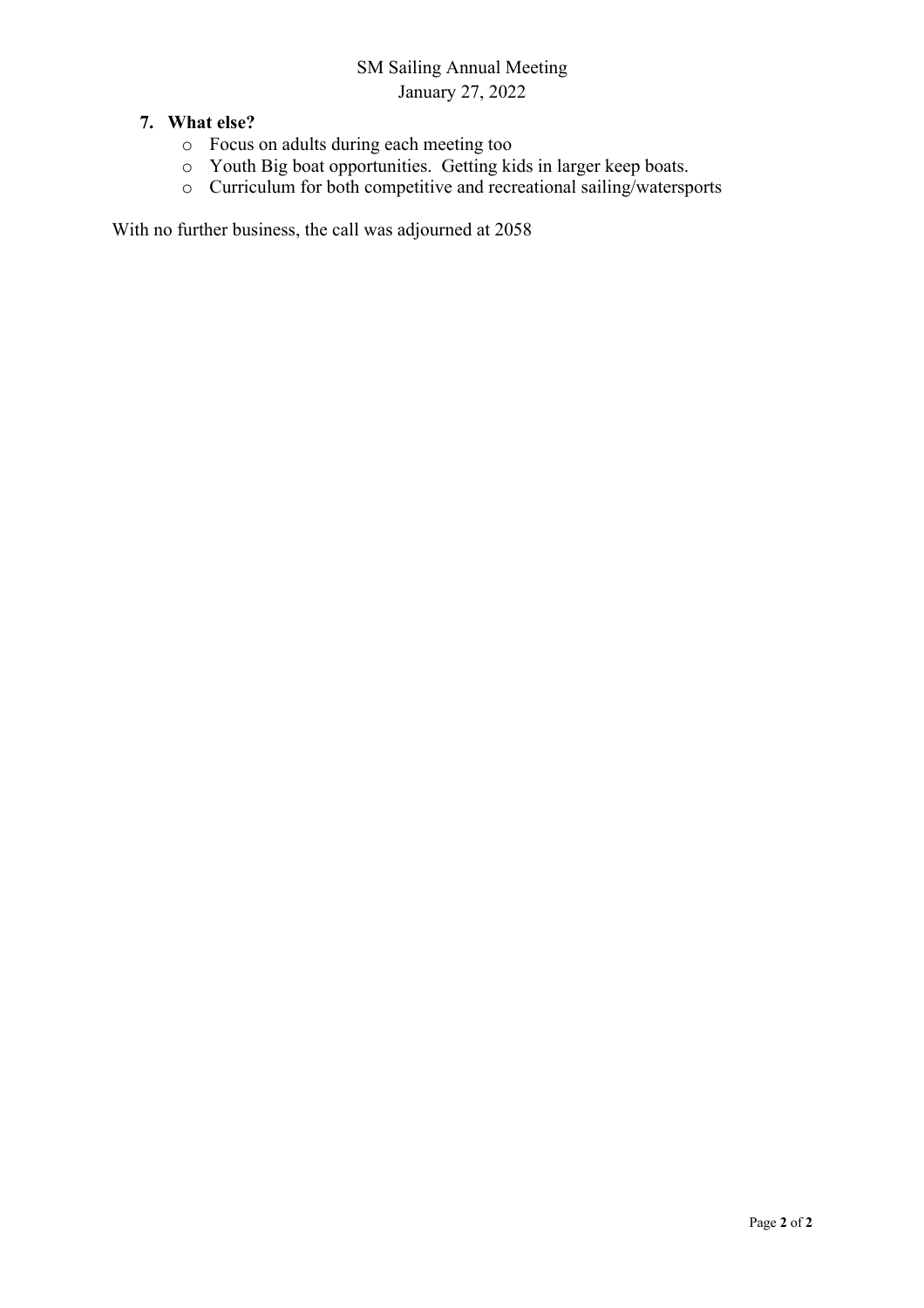**7. What else?**

- Focus on adults during each meeting too
- Youth Big boat opportunities. Getting kids in larger keep boats.
- Curriculum for both competitive and recreational sailing/watersports

With no further business, the call was adjourned at 2058